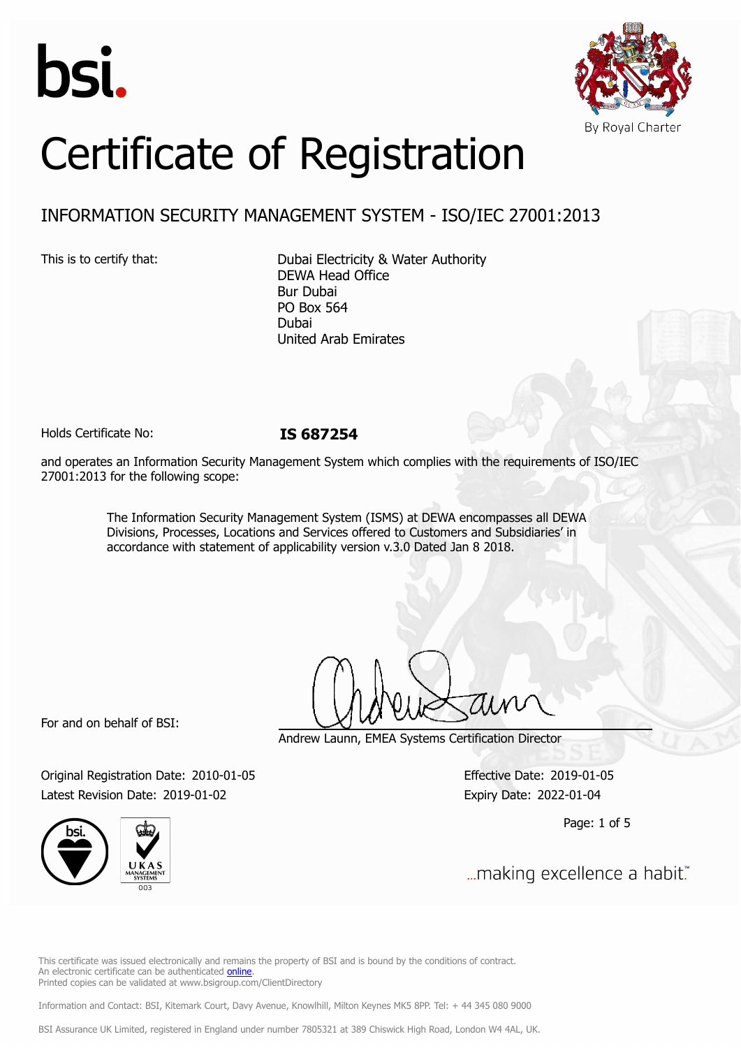bsi.

By Royal Charter

# Certificate of Registration

## INFORMATION SECURITY MANAGEMENT SYSTEM - ISO/IEC 27001:2013

This is to certify that:

Dubai Electricity & Water Authority
DEWA Head Office
Bur Dubai
PO Box 564
Dubai
United Arab Emirates

Holds Certificate No: **IS 687254**

and operates an Information Security Management System which complies with the requirements of ISO/IEC 27001:2013 for the following scope:

> The Information Security Management System (ISMS) at DEWA encompasses all DEWA Divisions, Processes, Locations and Services offered to Customers and Subsidiaries' in accordance with statement of applicability version v.3.0 Dated Jan 8 2018.

For and on behalf of BSI:

Andrew Launn, EMEA Systems Certification Director

Original Registration Date: 2010-01-05
Latest Revision Date: 2019-01-02

Effective Date: 2019-01-05
Expiry Date: 2022-01-04

UKAS MANAGEMENT SYSTEMS 003

...making excellence a habit.™

This certificate was issued electronically and remains the property of BSI and is bound by the conditions of contract.
An electronic certificate can be authenticated online.
Printed copies can be validated at www.bsigroup.com/ClientDirectory

Information and Contact: BSI, Kitemark Court, Davy Avenue, Knowlhill, Milton Keynes MK5 8PP. Tel: + 44 345 080 9000

BSI Assurance UK Limited, registered in England under number 7805321 at 389 Chiswick High Road, London W4 4AL, UK.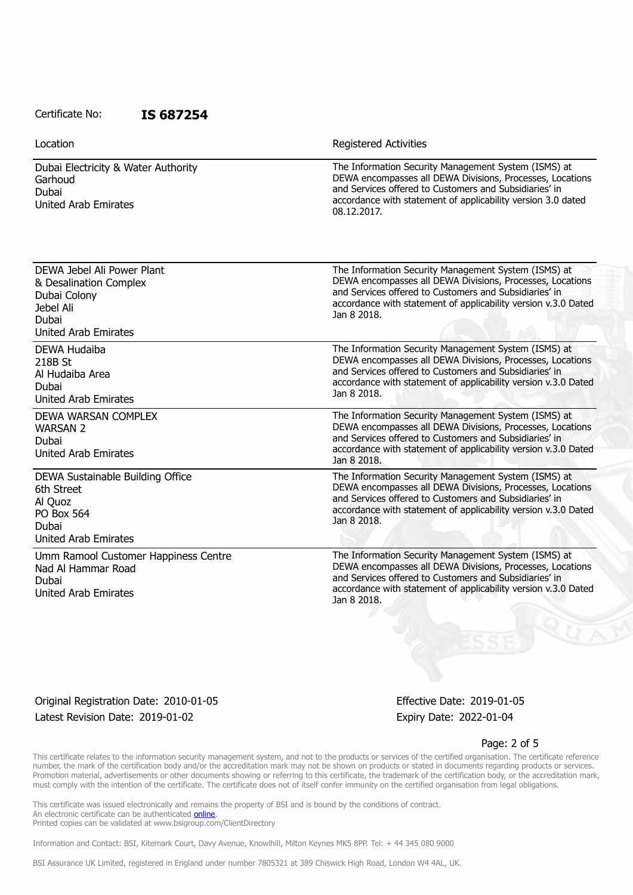Certificate No: **IS 687254**

| Location | Registered Activities |
|---|---|
| Dubai Electricity & Water Authority<br>Garhoud<br>Dubai<br>United Arab Emirates | The Information Security Management System (ISMS) at DEWA encompasses all DEWA Divisions, Processes, Locations and Services offered to Customers and Subsidiaries' in accordance with statement of applicability version 3.0 dated 08.12.2017. |
| DEWA Jebel Ali Power Plant<br>& Desalination Complex<br>Dubai Colony<br>Jebel Ali<br>Dubai<br>United Arab Emirates | The Information Security Management System (ISMS) at DEWA encompasses all DEWA Divisions, Processes, Locations and Services offered to Customers and Subsidiaries' in accordance with statement of applicability version v.3.0 Dated Jan 8 2018. |
| DEWA Hudaiba<br>218B St<br>Al Hudaiba Area<br>Dubai<br>United Arab Emirates | The Information Security Management System (ISMS) at DEWA encompasses all DEWA Divisions, Processes, Locations and Services offered to Customers and Subsidiaries' in accordance with statement of applicability version v.3.0 Dated Jan 8 2018. |
| DEWA WARSAN COMPLEX<br>WARSAN 2<br>Dubai<br>United Arab Emirates | The Information Security Management System (ISMS) at DEWA encompasses all DEWA Divisions, Processes, Locations and Services offered to Customers and Subsidiaries' in accordance with statement of applicability version v.3.0 Dated Jan 8 2018. |
| DEWA Sustainable Building Office<br>6th Street<br>Al Quoz<br>PO Box 564<br>Dubai<br>United Arab Emirates | The Information Security Management System (ISMS) at DEWA encompasses all DEWA Divisions, Processes, Locations and Services offered to Customers and Subsidiaries' in accordance with statement of applicability version v.3.0 Dated Jan 8 2018. |
| Umm Ramool Customer Happiness Centre<br>Nad Al Hammar Road<br>Dubai<br>United Arab Emirates | The Information Security Management System (ISMS) at DEWA encompasses all DEWA Divisions, Processes, Locations and Services offered to Customers and Subsidiaries' in accordance with statement of applicability version v.3.0 Dated Jan 8 2018. |

Original Registration Date: 2010-01-05 Effective Date: 2019-01-05

Latest Revision Date: 2019-01-02 Expiry Date: 2022-01-04

This certificate relates to the information security management system, and not to the products or services of the certified organisation. The certificate reference number, the mark of the certification body and/or the accreditation mark may not be shown on products or stated in documents regarding products or services. Promotion material, advertisements or other documents showing or referring to this certificate, the trademark of the certification body, or the accreditation mark, must comply with the intention of the certificate. The certificate does not of itself confer immunity on the certified organisation from legal obligations.

This certificate was issued electronically and remains the property of BSI and is bound by the conditions of contract.
An electronic certificate can be authenticated online.
Printed copies can be validated at www.bsigroup.com/ClientDirectory

Information and Contact: BSI, Kitemark Court, Davy Avenue, Knowlhill, Milton Keynes MK5 8PP. Tel: + 44 345 080 9000

BSI Assurance UK Limited, registered in England under number 7805321 at 389 Chiswick High Road, London W4 4AL, UK.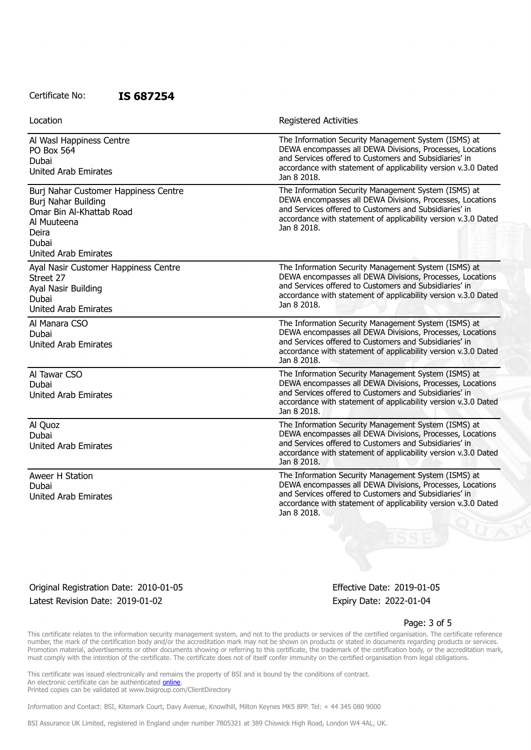Certificate No: **IS 687254**

| Location | Registered Activities |
| --- | --- |
| Al Wasl Happiness Centre<br>PO Box 564<br>Dubai<br>United Arab Emirates | The Information Security Management System (ISMS) at DEWA encompasses all DEWA Divisions, Processes, Locations and Services offered to Customers and Subsidiaries' in accordance with statement of applicability version v.3.0 Dated Jan 8 2018. |
| Burj Nahar Customer Happiness Centre<br>Burj Nahar Building<br>Omar Bin Al-Khattab Road<br>Al Muuteena<br>Deira<br>Dubai<br>United Arab Emirates | The Information Security Management System (ISMS) at DEWA encompasses all DEWA Divisions, Processes, Locations and Services offered to Customers and Subsidiaries' in accordance with statement of applicability version v.3.0 Dated Jan 8 2018. |
| Ayal Nasir Customer Happiness Centre<br>Street 27<br>Ayal Nasir Building<br>Dubai<br>United Arab Emirates | The Information Security Management System (ISMS) at DEWA encompasses all DEWA Divisions, Processes, Locations and Services offered to Customers and Subsidiaries' in accordance with statement of applicability version v.3.0 Dated Jan 8 2018. |
| Al Manara CSO<br>Dubai<br>United Arab Emirates | The Information Security Management System (ISMS) at DEWA encompasses all DEWA Divisions, Processes, Locations and Services offered to Customers and Subsidiaries' in accordance with statement of applicability version v.3.0 Dated Jan 8 2018. |
| Al Tawar CSO<br>Dubai<br>United Arab Emirates | The Information Security Management System (ISMS) at DEWA encompasses all DEWA Divisions, Processes, Locations and Services offered to Customers and Subsidiaries' in accordance with statement of applicability version v.3.0 Dated Jan 8 2018. |
| Al Quoz<br>Dubai<br>United Arab Emirates | The Information Security Management System (ISMS) at DEWA encompasses all DEWA Divisions, Processes, Locations and Services offered to Customers and Subsidiaries' in accordance with statement of applicability version v.3.0 Dated Jan 8 2018. |
| Aweer H Station<br>Dubai<br>United Arab Emirates | The Information Security Management System (ISMS) at DEWA encompasses all DEWA Divisions, Processes, Locations and Services offered to Customers and Subsidiaries' in accordance with statement of applicability version v.3.0 Dated Jan 8 2018. |

Original Registration Date: 2010-01-05
Latest Revision Date: 2019-01-02

Effective Date: 2019-01-05
Expiry Date: 2022-01-04

This certificate relates to the information security management system, and not to the products or services of the certified organisation. The certificate reference number, the mark of the certification body and/or the accreditation mark may not be shown on products or stated in documents regarding products or services. Promotion material, advertisements or other documents showing or referring to this certificate, the trademark of the certification body, or the accreditation mark, must comply with the intention of the certificate. The certificate does not of itself confer immunity on the certified organisation from legal obligations.

This certificate was issued electronically and remains the property of BSI and is bound by the conditions of contract.
An electronic certificate can be authenticated online.
Printed copies can be validated at www.bsigroup.com/ClientDirectory

Information and Contact: BSI, Kitemark Court, Davy Avenue, Knowlhill, Milton Keynes MK5 8PP. Tel: + 44 345 080 9000

BSI Assurance UK Limited, registered in England under number 7805321 at 389 Chiswick High Road, London W4 4AL, UK.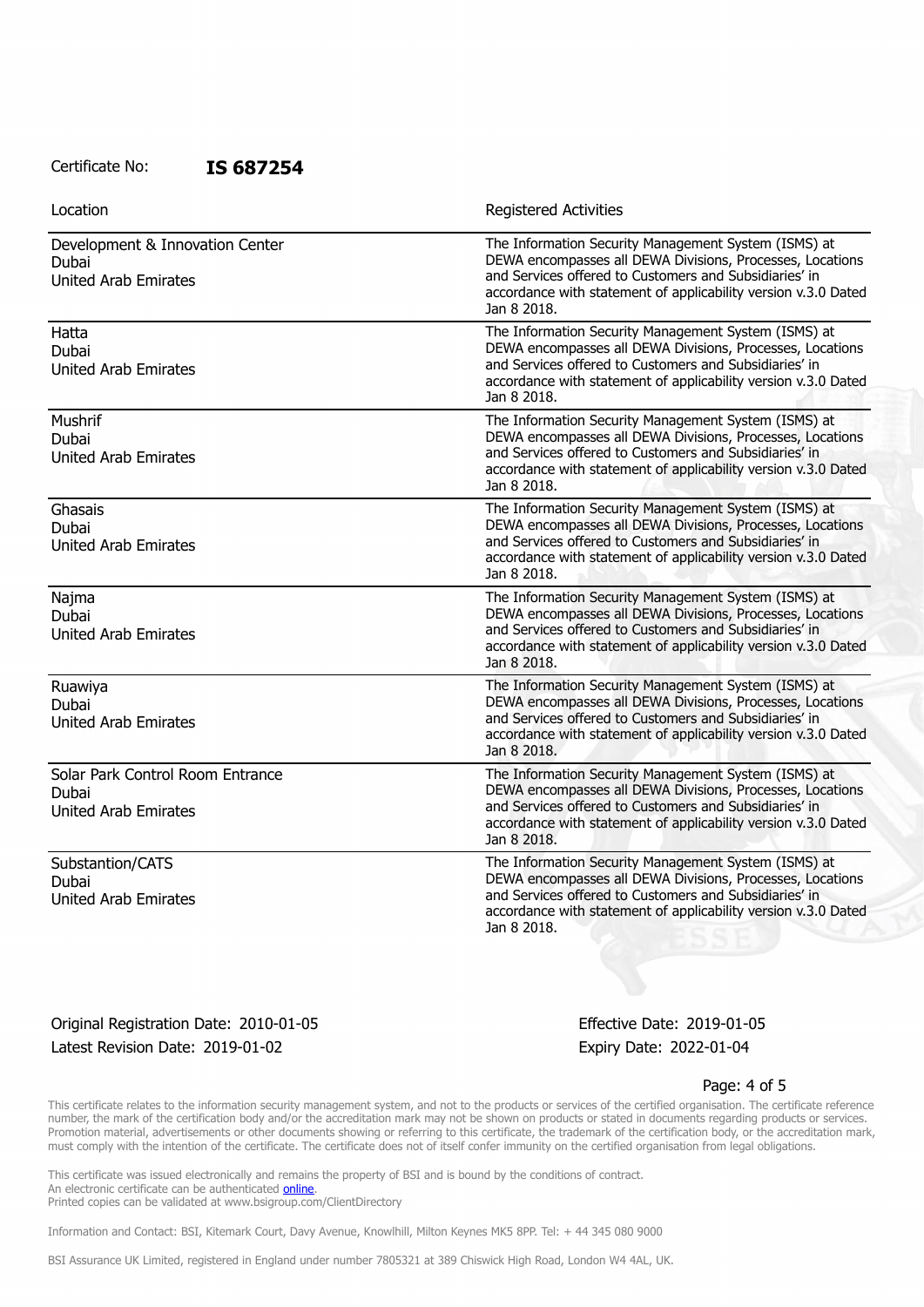Certificate No: **IS 687254**

| Location | Registered Activities |
| --- | --- |
| Development & Innovation Center<br>Dubai<br>United Arab Emirates | The Information Security Management System (ISMS) at DEWA encompasses all DEWA Divisions, Processes, Locations and Services offered to Customers and Subsidiaries' in accordance with statement of applicability version v.3.0 Dated Jan 8 2018. |
| Hatta<br>Dubai<br>United Arab Emirates | The Information Security Management System (ISMS) at DEWA encompasses all DEWA Divisions, Processes, Locations and Services offered to Customers and Subsidiaries' in accordance with statement of applicability version v.3.0 Dated Jan 8 2018. |
| Mushrif<br>Dubai<br>United Arab Emirates | The Information Security Management System (ISMS) at DEWA encompasses all DEWA Divisions, Processes, Locations and Services offered to Customers and Subsidiaries' in accordance with statement of applicability version v.3.0 Dated Jan 8 2018. |
| Ghasais<br>Dubai<br>United Arab Emirates | The Information Security Management System (ISMS) at DEWA encompasses all DEWA Divisions, Processes, Locations and Services offered to Customers and Subsidiaries' in accordance with statement of applicability version v.3.0 Dated Jan 8 2018. |
| Najma<br>Dubai<br>United Arab Emirates | The Information Security Management System (ISMS) at DEWA encompasses all DEWA Divisions, Processes, Locations and Services offered to Customers and Subsidiaries' in accordance with statement of applicability version v.3.0 Dated Jan 8 2018. |
| Ruawiya<br>Dubai<br>United Arab Emirates | The Information Security Management System (ISMS) at DEWA encompasses all DEWA Divisions, Processes, Locations and Services offered to Customers and Subsidiaries' in accordance with statement of applicability version v.3.0 Dated Jan 8 2018. |
| Solar Park Control Room Entrance<br>Dubai<br>United Arab Emirates | The Information Security Management System (ISMS) at DEWA encompasses all DEWA Divisions, Processes, Locations and Services offered to Customers and Subsidiaries' in accordance with statement of applicability version v.3.0 Dated Jan 8 2018. |
| Substantion/CATS<br>Dubai<br>United Arab Emirates | The Information Security Management System (ISMS) at DEWA encompasses all DEWA Divisions, Processes, Locations and Services offered to Customers and Subsidiaries' in accordance with statement of applicability version v.3.0 Dated Jan 8 2018. |

Original Registration Date: 2010-01-05 | Effective Date: 2019-01-05

Latest Revision Date: 2019-01-02 | Expiry Date: 2022-01-04

This certificate relates to the information security management system, and not to the products or services of the certified organisation. The certificate reference number, the mark of the certification body and/or the accreditation mark may not be shown on products or stated in documents regarding products or services. Promotion material, advertisements or other documents showing or referring to this certificate, the trademark of the certification body, or the accreditation mark, must comply with the intention of the certificate. The certificate does not of itself confer immunity on the certified organisation from legal obligations.

This certificate was issued electronically and remains the property of BSI and is bound by the conditions of contract.
An electronic certificate can be authenticated online.
Printed copies can be validated at www.bsigroup.com/ClientDirectory

Information and Contact: BSI, Kitemark Court, Davy Avenue, Knowlhill, Milton Keynes MK5 8PP. Tel: + 44 345 080 9000

BSI Assurance UK Limited, registered in England under number 7805321 at 389 Chiswick High Road, London W4 4AL, UK.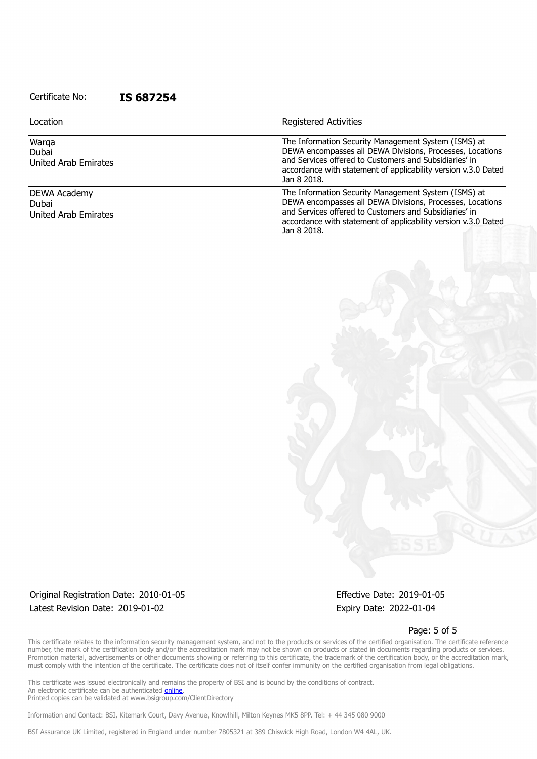Certificate No: **IS 687254**

| Location | Registered Activities |
| --- | --- |
| Warqa<br>Dubai<br>United Arab Emirates | The Information Security Management System (ISMS) at DEWA encompasses all DEWA Divisions, Processes, Locations and Services offered to Customers and Subsidiaries' in accordance with statement of applicability version v.3.0 Dated Jan 8 2018. |
| DEWA Academy<br>Dubai<br>United Arab Emirates | The Information Security Management System (ISMS) at DEWA encompasses all DEWA Divisions, Processes, Locations and Services offered to Customers and Subsidiaries' in accordance with statement of applicability version v.3.0 Dated Jan 8 2018. |

Original Registration Date: 2010-01-05

Latest Revision Date: 2019-01-02

Effective Date: 2019-01-05

Expiry Date: 2022-01-04

This certificate relates to the information security management system, and not to the products or services of the certified organisation. The certificate reference number, the mark of the certification body and/or the accreditation mark may not be shown on products or stated in documents regarding products or services. Promotion material, advertisements or other documents showing or referring to this certificate, the trademark of the certification body, or the accreditation mark, must comply with the intention of the certificate. The certificate does not of itself confer immunity on the certified organisation from legal obligations.

This certificate was issued electronically and remains the property of BSI and is bound by the conditions of contract.
An electronic certificate can be authenticated online.
Printed copies can be validated at www.bsigroup.com/ClientDirectory

Information and Contact: BSI, Kitemark Court, Davy Avenue, Knowlhill, Milton Keynes MK5 8PP. Tel: + 44 345 080 9000

BSI Assurance UK Limited, registered in England under number 7805321 at 389 Chiswick High Road, London W4 4AL, UK.